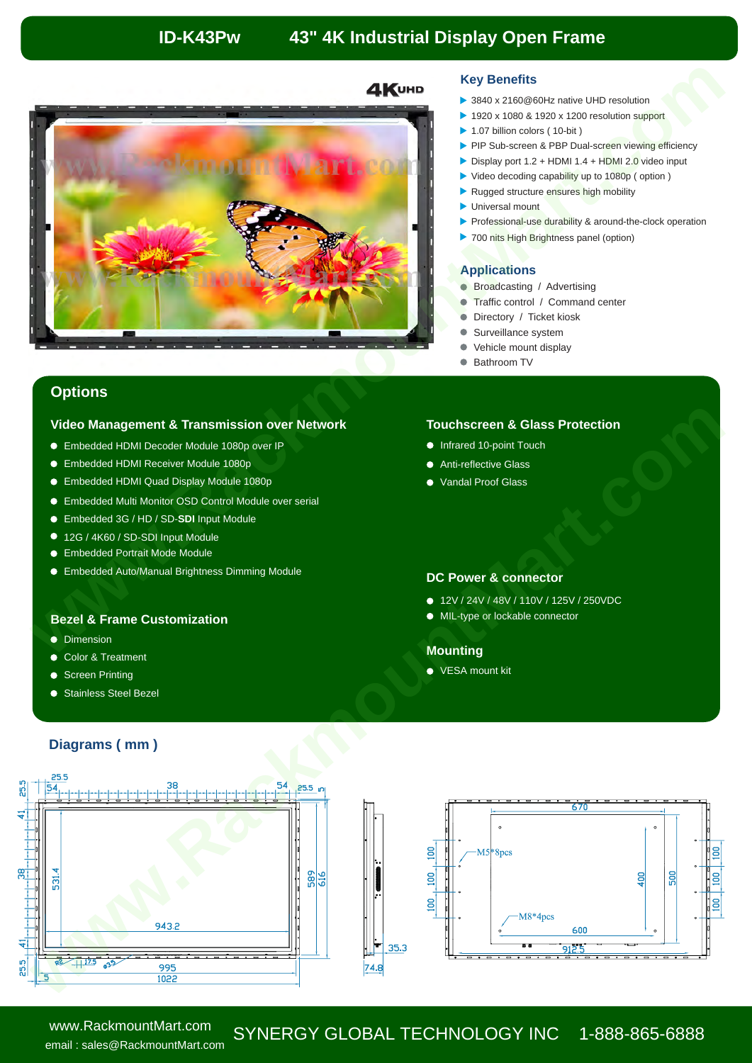# ID-K43Pw 43" 4K Industrial Display Open Frame

## Key Benefits

- 3840 x 2160@60Hz native UHD resolution
- 1920 x 1080 & 1920 x 1200 resolution support
- 1.07 billion colors ( 10-bit )
- PIP Sub-screen & PBP Dual-screen viewing efficiency
- Display port 1.2 + HDMI 1.4 + HDMI 2.0 video input
- Video decoding capability up to 1080p ( option )
- Rugged structure ensures high mobility
- Universal mount
- Professional-use durability & around-the-clock operation
- 700 nits High Brightness panel (option)

## Applications

- Broadcasting / Advertising
- Traffic control / Command center
- Directory / Ticket kiosk
- Surveillance system
- Vehicle mount display
- Bathroom TV

## Options

### Video Management & Transmission over Network

- Embedded HDMI Decoder Module 1080p over IP
- Embedded HDMI Receiver Module 1080p
- Embedded HDMI Quad Display Module 1080p
- Embedded Multi Monitor OSD Control Module over serial
- Embedded 3G / HD / SD-**SDI** Input Module
- 12G / 4K60 / SD-SDI Input Module
- Embedded Portrait Mode Module
- Embedded Auto/Manual Brightness Dimming Module

### Touchscreen & Glass Protection

- Infrared 10-point Touch
- Anti-reflective Glass
- Vandal Proof Glass

### Bezel & Frame Customization

- Dimension
- Color & Treatment
- Screen Printing
- Stainless Steel Bezel

### DC Power & connector

- 12V / 24V / 48V / 110V / 125V / 250VDC
- MIL-type or lockable connector

### Mounting

- VESA mount kit

## Diagrams ( mm )

www.RackmountMart.com
email : sales@RackmountMart.com

SYNERGY GLOBAL TECHNOLOGY INC 1-888-865-6888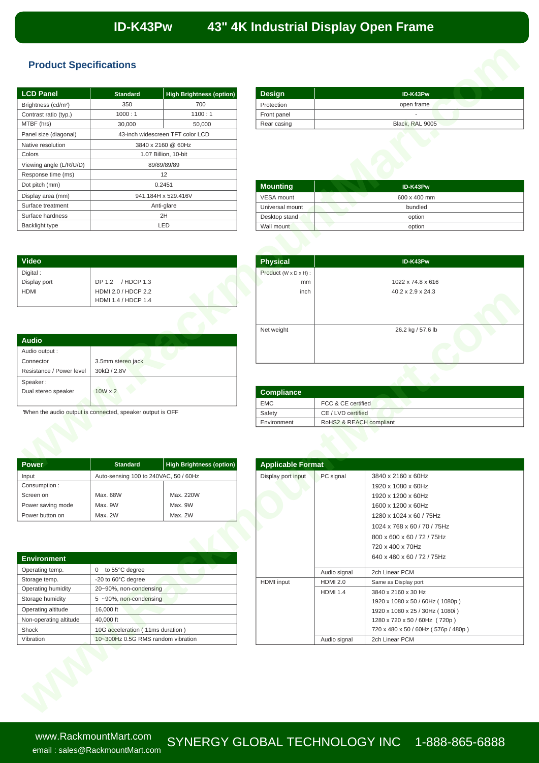# ID-K43Pw 43" 4K Industrial Display Open Frame

## Product Specifications

| LCD Panel | Standard | High Brightness (option) |
|---|---|---|
| Brightness (cd/m²) | 350 | 700 |
| Contrast ratio (typ.) | 1000 : 1 | 1100 : 1 |
| MTBF (hrs) | 30,000 | 50,000 |
| Panel size (diagonal) | 43-inch widescreen TFT color LCD | |
| Native resolution | 3840 x 2160 @ 60Hz | |
| Colors | 1.07 Billion, 10-bit | |
| Viewing angle (L/R/U/D) | 89/89/89/89 | |
| Response time (ms) | 12 | |
| Dot pitch (mm) | 0.2451 | |
| Display area (mm) | 941.184H x 529.416V | |
| Surface treatment | Anti-glare | |
| Surface hardness | 2H | |
| Backlight type | LED | |

| Design | ID-K43Pw |
|---|---|
| Protection | open frame |
| Front panel | - |
| Rear casing | Black, RAL 9005 |

| Mounting | ID-K43Pw |
|---|---|
| VESA mount | 600 x 400 mm |
| Universal mount | bundled |
| Desktop stand | option |
| Wall mount | option |

| Video | |
|---|---|
| Digital : | |
| Display port | DP 1.2 / HDCP 1.3 |
| HDMI | HDMI 2.0 / HDCP 2.2 |
| | HDMI 1.4 / HDCP 1.4 |

| Physical | ID-K43Pw |
|---|---|
| Product (W x D x H) : | |
| mm | 1022 x 74.8 x 616 |
| inch | 40.2 x 2.9 x 24.3 |
| Net weight | 26.2 kg / 57.6 lb |

| Audio | |
|---|---|
| Audio output : | |
| Connector | 3.5mm stereo jack |
| Resistance / Power level | 30kΩ / 2.8V |
| Speaker : | |
| Dual stereo speaker | 10W x 2 |

When the audio output is connected, speaker output is OFF

| Compliance | |
|---|---|
| EMC | FCC & CE certified |
| Safety | CE / LVD certified |
| Environment | RoHS2 & REACH compliant |

| Power | Standard | High Brightness (option) |
|---|---|---|
| Input | Auto-sensing 100 to 240VAC, 50 / 60Hz | |
| Consumption : | | |
| Screen on | Max. 68W | Max. 220W |
| Power saving mode | Max. 9W | Max. 9W |
| Power button on | Max. 2W | Max. 2W |

| Environment | |
|---|---|
| Operating temp. | 0 to 55°C degree |
| Storage temp. | -20 to 60°C degree |
| Operating humidity | 20~90%, non-condensing |
| Storage humidity | 5 ~90%, non-condensing |
| Operating altitude | 16,000 ft |
| Non-operating altitude | 40,000 ft |
| Shock | 10G acceleration ( 11ms duration ) |
| Vibration | 10~300Hz 0.5G RMS random vibration |

| Applicable Format | | |
|---|---|---|
| Display port input | PC signal | 3840 x 2160 x 60Hz |
| | | 1920 x 1080 x 60Hz |
| | | 1920 x 1200 x 60Hz |
| | | 1600 x 1200 x 60Hz |
| | | 1280 x 1024 x 60 / 75Hz |
| | | 1024 x 768 x 60 / 70 / 75Hz |
| | | 800 x 600 x 60 / 72 / 75Hz |
| | | 720 x 400 x 70Hz |
| | | 640 x 480 x 60 / 72 / 75Hz |
| | Audio signal | 2ch Linear PCM |
| HDMI input | HDMI 2.0 | Same as Display port |
| | HDMI 1.4 | 3840 x 2160 x 30 Hz |
| | | 1920 x 1080 x 50 / 60Hz ( 1080p ) |
| | | 1920 x 1080 x 25 / 30Hz ( 1080i ) |
| | | 1280 x 720 x 50 / 60Hz ( 720p ) |
| | | 720 x 480 x 50 / 60Hz ( 576p / 480p ) |
| | Audio signal | 2ch Linear PCM |

www.RackmountMart.com
email : sales@RackmountMart.com
SYNERGY GLOBAL TECHNOLOGY INC 1-888-865-6888